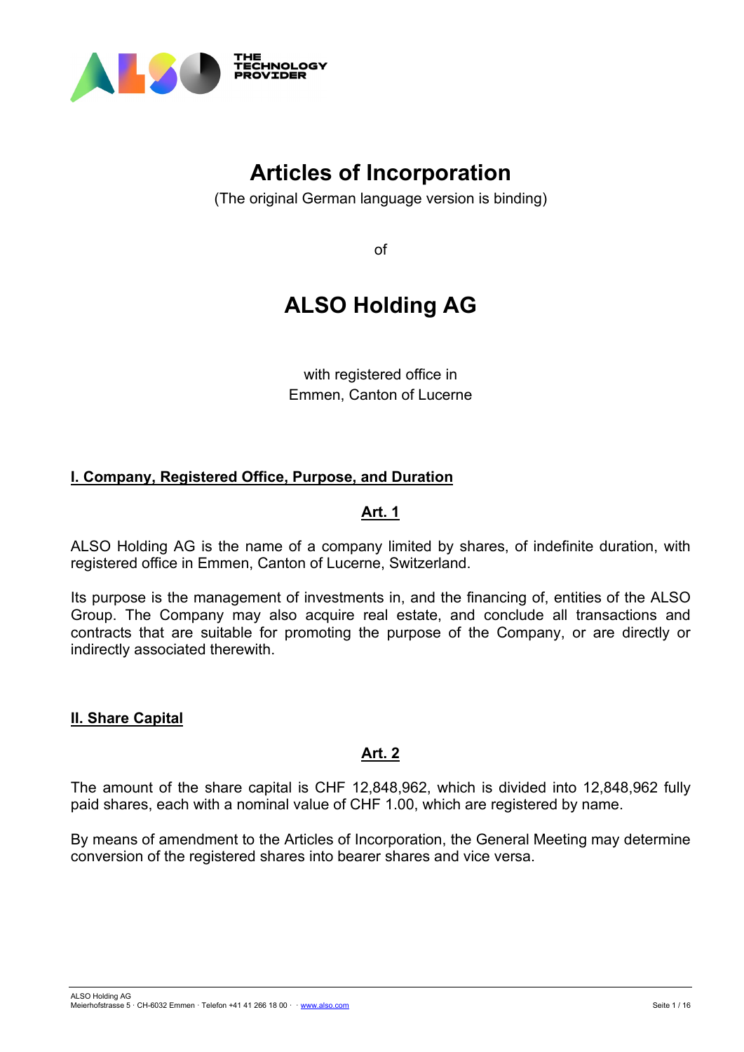# Articles of Incorporation

(The original German language version is binding)

of

# ALSO Holding AG

with registered office in
Emmen, Canton of Lucerne

## I. Company, Registered Office, Purpose, and Duration

### Art. 1

ALSO Holding AG is the name of a company limited by shares, of indefinite duration, with registered office in Emmen, Canton of Lucerne, Switzerland.

Its purpose is the management of investments in, and the financing of, entities of the ALSO Group. The Company may also acquire real estate, and conclude all transactions and contracts that are suitable for promoting the purpose of the Company, or are directly or indirectly associated therewith.

## II. Share Capital

### Art. 2

The amount of the share capital is CHF 12,848,962, which is divided into 12,848,962 fully paid shares, each with a nominal value of CHF 1.00, which are registered by name.

By means of amendment to the Articles of Incorporation, the General Meeting may determine conversion of the registered shares into bearer shares and vice versa.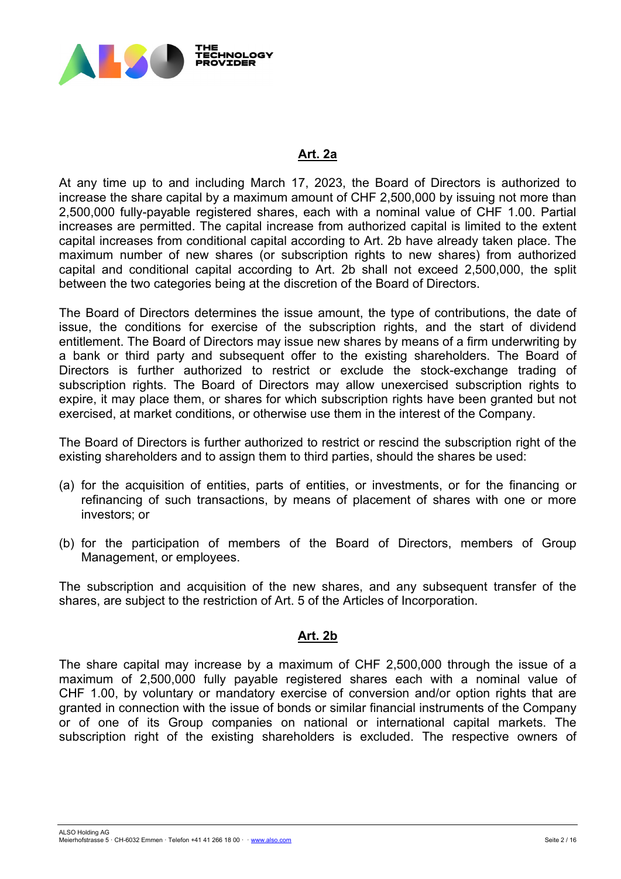## Art. 2a

At any time up to and including March 17, 2023, the Board of Directors is authorized to increase the share capital by a maximum amount of CHF 2,500,000 by issuing not more than 2,500,000 fully-payable registered shares, each with a nominal value of CHF 1.00. Partial increases are permitted. The capital increase from authorized capital is limited to the extent capital increases from conditional capital according to Art. 2b have already taken place. The maximum number of new shares (or subscription rights to new shares) from authorized capital and conditional capital according to Art. 2b shall not exceed 2,500,000, the split between the two categories being at the discretion of the Board of Directors.

The Board of Directors determines the issue amount, the type of contributions, the date of issue, the conditions for exercise of the subscription rights, and the start of dividend entitlement. The Board of Directors may issue new shares by means of a firm underwriting by a bank or third party and subsequent offer to the existing shareholders. The Board of Directors is further authorized to restrict or exclude the stock-exchange trading of subscription rights. The Board of Directors may allow unexercised subscription rights to expire, it may place them, or shares for which subscription rights have been granted but not exercised, at market conditions, or otherwise use them in the interest of the Company.

The Board of Directors is further authorized to restrict or rescind the subscription right of the existing shareholders and to assign them to third parties, should the shares be used:

(a) for the acquisition of entities, parts of entities, or investments, or for the financing or refinancing of such transactions, by means of placement of shares with one or more investors; or

(b) for the participation of members of the Board of Directors, members of Group Management, or employees.

The subscription and acquisition of the new shares, and any subsequent transfer of the shares, are subject to the restriction of Art. 5 of the Articles of Incorporation.

## Art. 2b

The share capital may increase by a maximum of CHF 2,500,000 through the issue of a maximum of 2,500,000 fully payable registered shares each with a nominal value of CHF 1.00, by voluntary or mandatory exercise of conversion and/or option rights that are granted in connection with the issue of bonds or similar financial instruments of the Company or of one of its Group companies on national or international capital markets. The subscription right of the existing shareholders is excluded. The respective owners of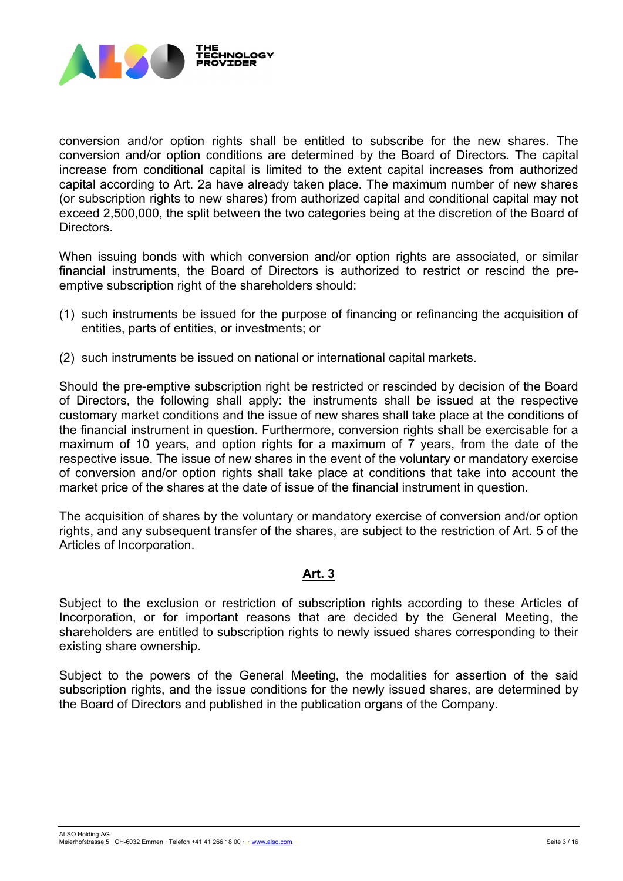conversion and/or option rights shall be entitled to subscribe for the new shares. The conversion and/or option conditions are determined by the Board of Directors. The capital increase from conditional capital is limited to the extent capital increases from authorized capital according to Art. 2a have already taken place. The maximum number of new shares (or subscription rights to new shares) from authorized capital and conditional capital may not exceed 2,500,000, the split between the two categories being at the discretion of the Board of Directors.

When issuing bonds with which conversion and/or option rights are associated, or similar financial instruments, the Board of Directors is authorized to restrict or rescind the pre-emptive subscription right of the shareholders should:

(1) such instruments be issued for the purpose of financing or refinancing the acquisition of entities, parts of entities, or investments; or

(2) such instruments be issued on national or international capital markets.

Should the pre-emptive subscription right be restricted or rescinded by decision of the Board of Directors, the following shall apply: the instruments shall be issued at the respective customary market conditions and the issue of new shares shall take place at the conditions of the financial instrument in question. Furthermore, conversion rights shall be exercisable for a maximum of 10 years, and option rights for a maximum of 7 years, from the date of the respective issue. The issue of new shares in the event of the voluntary or mandatory exercise of conversion and/or option rights shall take place at conditions that take into account the market price of the shares at the date of issue of the financial instrument in question.

The acquisition of shares by the voluntary or mandatory exercise of conversion and/or option rights, and any subsequent transfer of the shares, are subject to the restriction of Art. 5 of the Articles of Incorporation.

## Art. 3

Subject to the exclusion or restriction of subscription rights according to these Articles of Incorporation, or for important reasons that are decided by the General Meeting, the shareholders are entitled to subscription rights to newly issued shares corresponding to their existing share ownership.

Subject to the powers of the General Meeting, the modalities for assertion of the said subscription rights, and the issue conditions for the newly issued shares, are determined by the Board of Directors and published in the publication organs of the Company.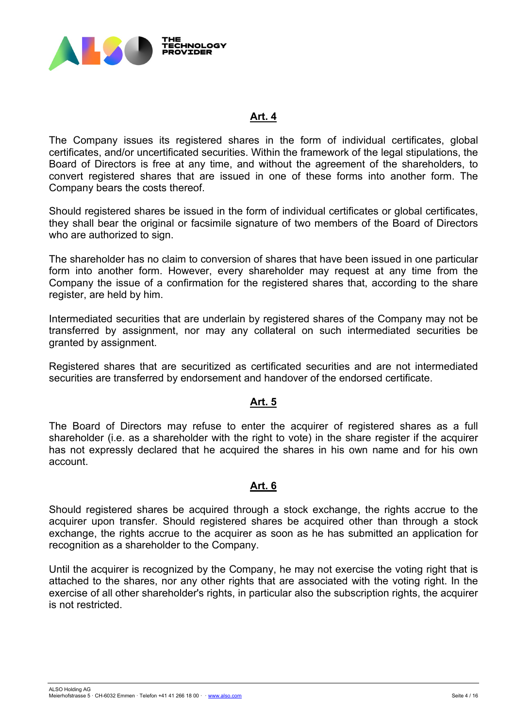## Art. 4

The Company issues its registered shares in the form of individual certificates, global certificates, and/or uncertificated securities. Within the framework of the legal stipulations, the Board of Directors is free at any time, and without the agreement of the shareholders, to convert registered shares that are issued in one of these forms into another form. The Company bears the costs thereof.

Should registered shares be issued in the form of individual certificates or global certificates, they shall bear the original or facsimile signature of two members of the Board of Directors who are authorized to sign.

The shareholder has no claim to conversion of shares that have been issued in one particular form into another form. However, every shareholder may request at any time from the Company the issue of a confirmation for the registered shares that, according to the share register, are held by him.

Intermediated securities that are underlain by registered shares of the Company may not be transferred by assignment, nor may any collateral on such intermediated securities be granted by assignment.

Registered shares that are securitized as certificated securities and are not intermediated securities are transferred by endorsement and handover of the endorsed certificate.

## Art. 5

The Board of Directors may refuse to enter the acquirer of registered shares as a full shareholder (i.e. as a shareholder with the right to vote) in the share register if the acquirer has not expressly declared that he acquired the shares in his own name and for his own account.

## Art. 6

Should registered shares be acquired through a stock exchange, the rights accrue to the acquirer upon transfer. Should registered shares be acquired other than through a stock exchange, the rights accrue to the acquirer as soon as he has submitted an application for recognition as a shareholder to the Company.

Until the acquirer is recognized by the Company, he may not exercise the voting right that is attached to the shares, nor any other rights that are associated with the voting right. In the exercise of all other shareholder's rights, in particular also the subscription rights, the acquirer is not restricted.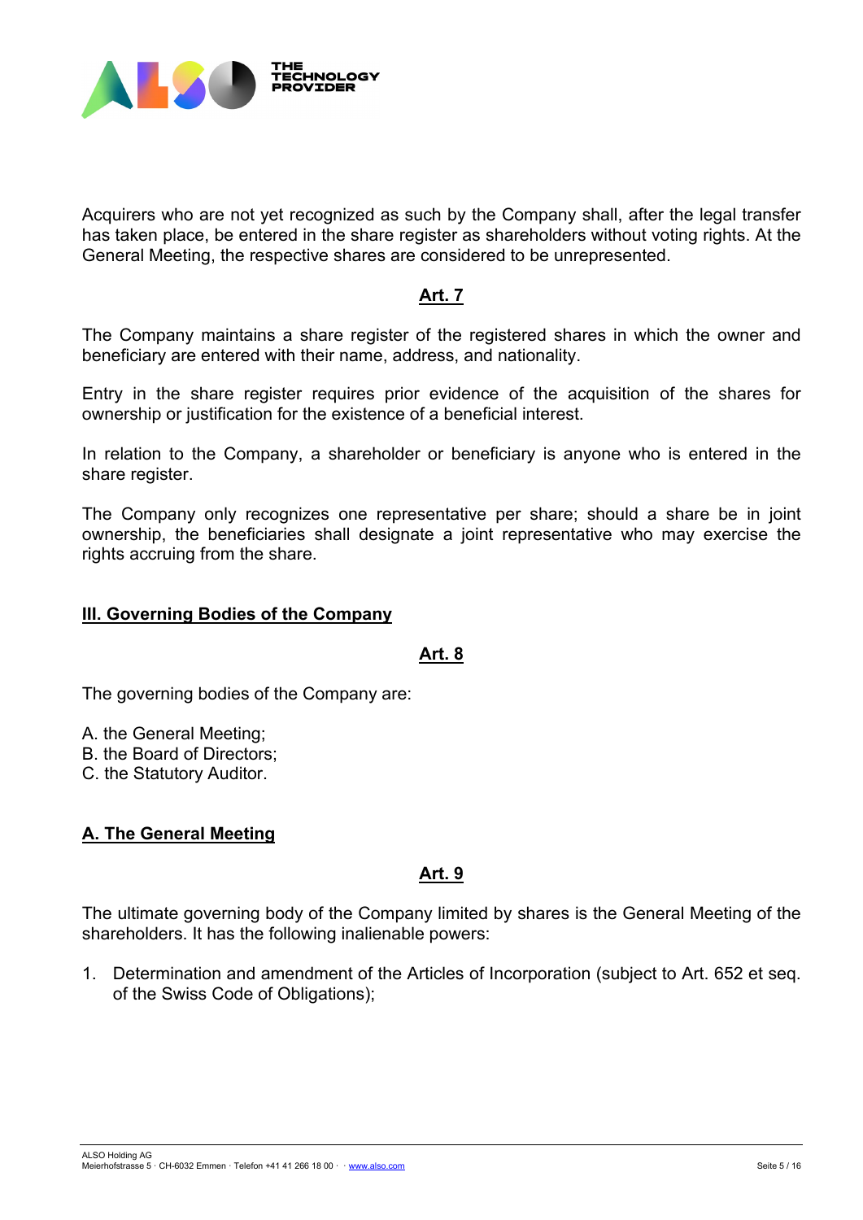Acquirers who are not yet recognized as such by the Company shall, after the legal transfer has taken place, be entered in the share register as shareholders without voting rights. At the General Meeting, the respective shares are considered to be unrepresented.

**Art. 7**

The Company maintains a share register of the registered shares in which the owner and beneficiary are entered with their name, address, and nationality.

Entry in the share register requires prior evidence of the acquisition of the shares for ownership or justification for the existence of a beneficial interest.

In relation to the Company, a shareholder or beneficiary is anyone who is entered in the share register.

The Company only recognizes one representative per share; should a share be in joint ownership, the beneficiaries shall designate a joint representative who may exercise the rights accruing from the share.

## III. Governing Bodies of the Company

**Art. 8**

The governing bodies of the Company are:

A. the General Meeting;
B. the Board of Directors;
C. the Statutory Auditor.

### A. The General Meeting

**Art. 9**

The ultimate governing body of the Company limited by shares is the General Meeting of the shareholders. It has the following inalienable powers:

1. Determination and amendment of the Articles of Incorporation (subject to Art. 652 et seq. of the Swiss Code of Obligations);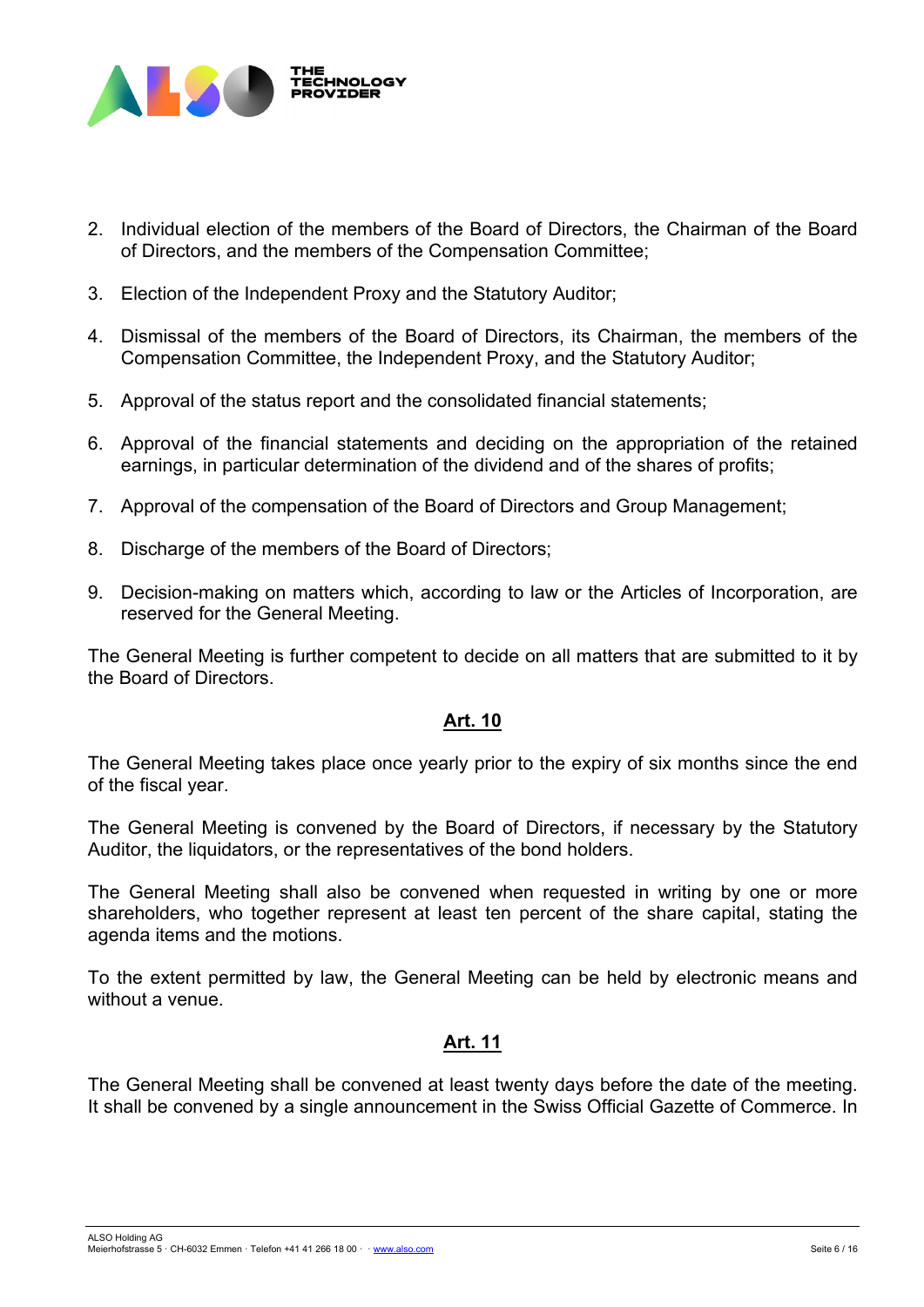2. Individual election of the members of the Board of Directors, the Chairman of the Board of Directors, and the members of the Compensation Committee;

3. Election of the Independent Proxy and the Statutory Auditor;

4. Dismissal of the members of the Board of Directors, its Chairman, the members of the Compensation Committee, the Independent Proxy, and the Statutory Auditor;

5. Approval of the status report and the consolidated financial statements;

6. Approval of the financial statements and deciding on the appropriation of the retained earnings, in particular determination of the dividend and of the shares of profits;

7. Approval of the compensation of the Board of Directors and Group Management;

8. Discharge of the members of the Board of Directors;

9. Decision-making on matters which, according to law or the Articles of Incorporation, are reserved for the General Meeting.

The General Meeting is further competent to decide on all matters that are submitted to it by the Board of Directors.

## Art. 10

The General Meeting takes place once yearly prior to the expiry of six months since the end of the fiscal year.

The General Meeting is convened by the Board of Directors, if necessary by the Statutory Auditor, the liquidators, or the representatives of the bond holders.

The General Meeting shall also be convened when requested in writing by one or more shareholders, who together represent at least ten percent of the share capital, stating the agenda items and the motions.

To the extent permitted by law, the General Meeting can be held by electronic means and without a venue.

## Art. 11

The General Meeting shall be convened at least twenty days before the date of the meeting. It shall be convened by a single announcement in the Swiss Official Gazette of Commerce. In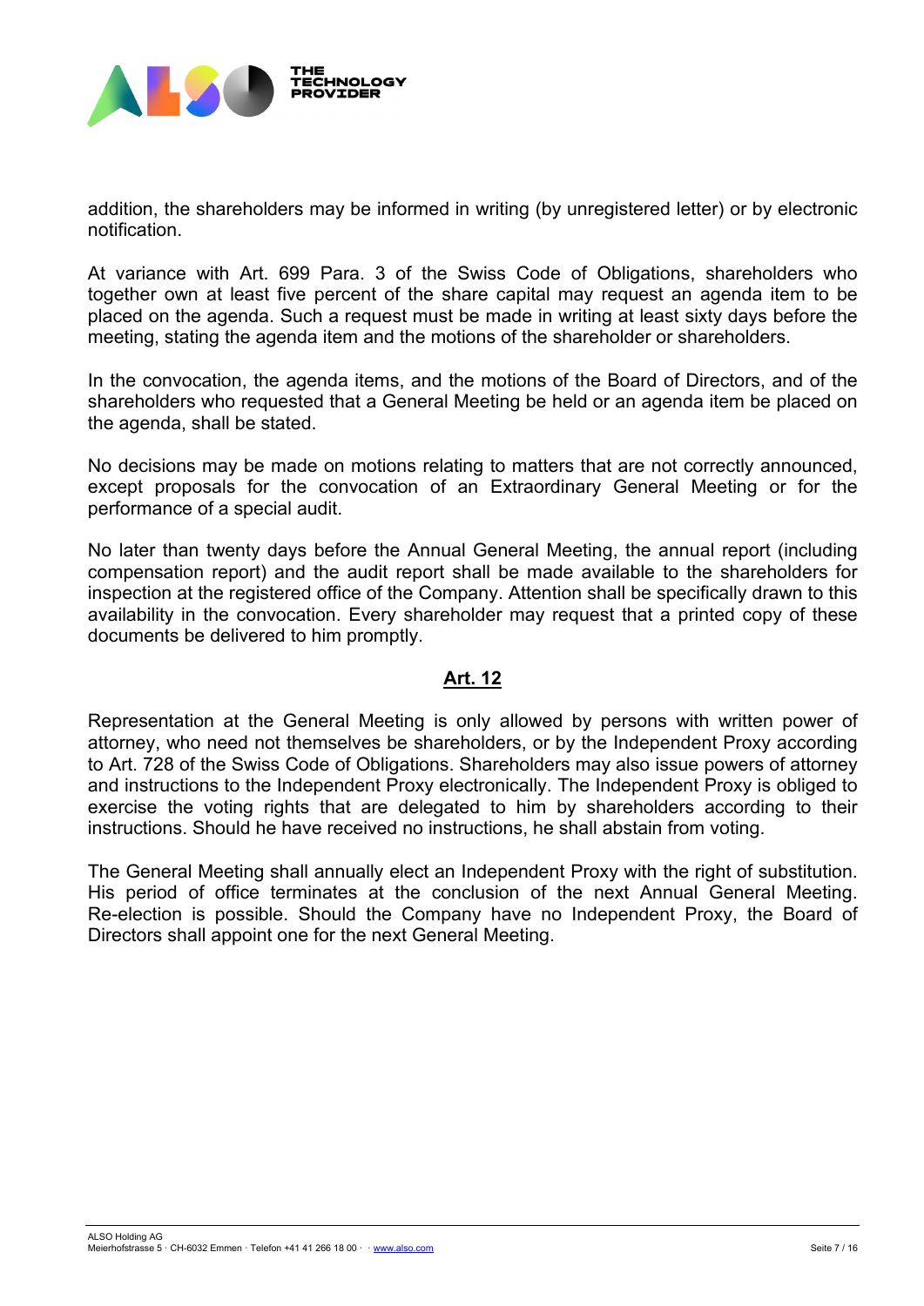addition, the shareholders may be informed in writing (by unregistered letter) or by electronic notification.

At variance with Art. 699 Para. 3 of the Swiss Code of Obligations, shareholders who together own at least five percent of the share capital may request an agenda item to be placed on the agenda. Such a request must be made in writing at least sixty days before the meeting, stating the agenda item and the motions of the shareholder or shareholders.

In the convocation, the agenda items, and the motions of the Board of Directors, and of the shareholders who requested that a General Meeting be held or an agenda item be placed on the agenda, shall be stated.

No decisions may be made on motions relating to matters that are not correctly announced, except proposals for the convocation of an Extraordinary General Meeting or for the performance of a special audit.

No later than twenty days before the Annual General Meeting, the annual report (including compensation report) and the audit report shall be made available to the shareholders for inspection at the registered office of the Company. Attention shall be specifically drawn to this availability in the convocation. Every shareholder may request that a printed copy of these documents be delivered to him promptly.

## Art. 12

Representation at the General Meeting is only allowed by persons with written power of attorney, who need not themselves be shareholders, or by the Independent Proxy according to Art. 728 of the Swiss Code of Obligations. Shareholders may also issue powers of attorney and instructions to the Independent Proxy electronically. The Independent Proxy is obliged to exercise the voting rights that are delegated to him by shareholders according to their instructions. Should he have received no instructions, he shall abstain from voting.

The General Meeting shall annually elect an Independent Proxy with the right of substitution. His period of office terminates at the conclusion of the next Annual General Meeting. Re-election is possible. Should the Company have no Independent Proxy, the Board of Directors shall appoint one for the next General Meeting.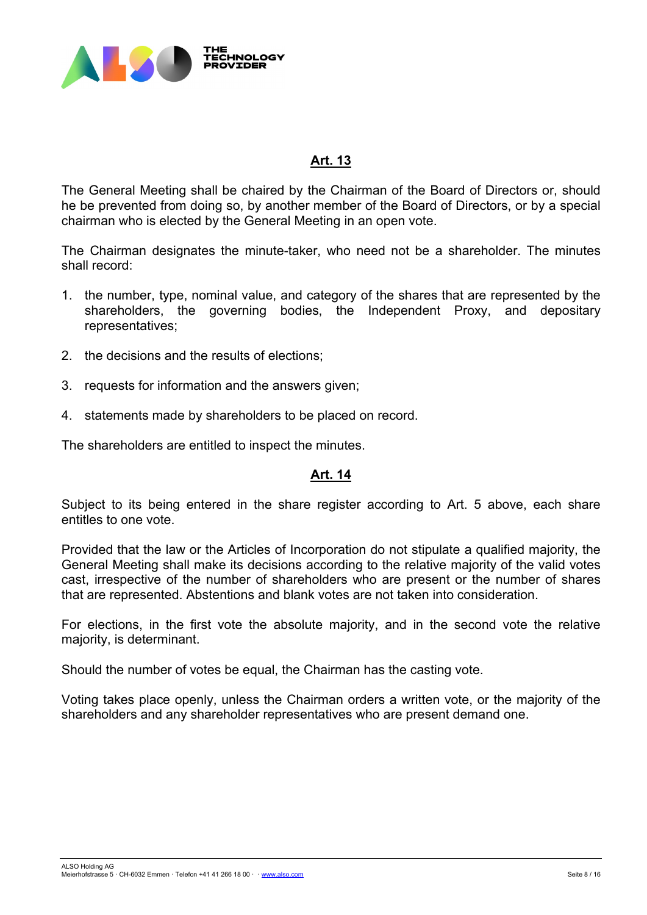## Art. 13

The General Meeting shall be chaired by the Chairman of the Board of Directors or, should he be prevented from doing so, by another member of the Board of Directors, or by a special chairman who is elected by the General Meeting in an open vote.

The Chairman designates the minute-taker, who need not be a shareholder. The minutes shall record:

1. the number, type, nominal value, and category of the shares that are represented by the shareholders, the governing bodies, the Independent Proxy, and depositary representatives;
2. the decisions and the results of elections;
3. requests for information and the answers given;
4. statements made by shareholders to be placed on record.

The shareholders are entitled to inspect the minutes.

## Art. 14

Subject to its being entered in the share register according to Art. 5 above, each share entitles to one vote.

Provided that the law or the Articles of Incorporation do not stipulate a qualified majority, the General Meeting shall make its decisions according to the relative majority of the valid votes cast, irrespective of the number of shareholders who are present or the number of shares that are represented. Abstentions and blank votes are not taken into consideration.

For elections, in the first vote the absolute majority, and in the second vote the relative majority, is determinant.

Should the number of votes be equal, the Chairman has the casting vote.

Voting takes place openly, unless the Chairman orders a written vote, or the majority of the shareholders and any shareholder representatives who are present demand one.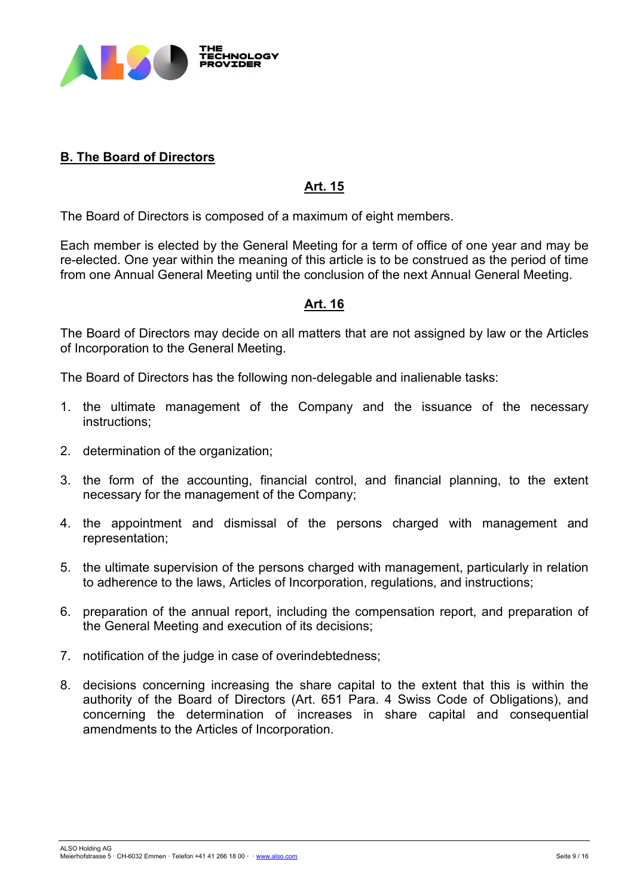## B. The Board of Directors

### Art. 15

The Board of Directors is composed of a maximum of eight members.

Each member is elected by the General Meeting for a term of office of one year and may be re-elected. One year within the meaning of this article is to be construed as the period of time from one Annual General Meeting until the conclusion of the next Annual General Meeting.

### Art. 16

The Board of Directors may decide on all matters that are not assigned by law or the Articles of Incorporation to the General Meeting.

The Board of Directors has the following non-delegable and inalienable tasks:

1. the ultimate management of the Company and the issuance of the necessary instructions;
2. determination of the organization;
3. the form of the accounting, financial control, and financial planning, to the extent necessary for the management of the Company;
4. the appointment and dismissal of the persons charged with management and representation;
5. the ultimate supervision of the persons charged with management, particularly in relation to adherence to the laws, Articles of Incorporation, regulations, and instructions;
6. preparation of the annual report, including the compensation report, and preparation of the General Meeting and execution of its decisions;
7. notification of the judge in case of overindebtedness;
8. decisions concerning increasing the share capital to the extent that this is within the authority of the Board of Directors (Art. 651 Para. 4 Swiss Code of Obligations), and concerning the determination of increases in share capital and consequential amendments to the Articles of Incorporation.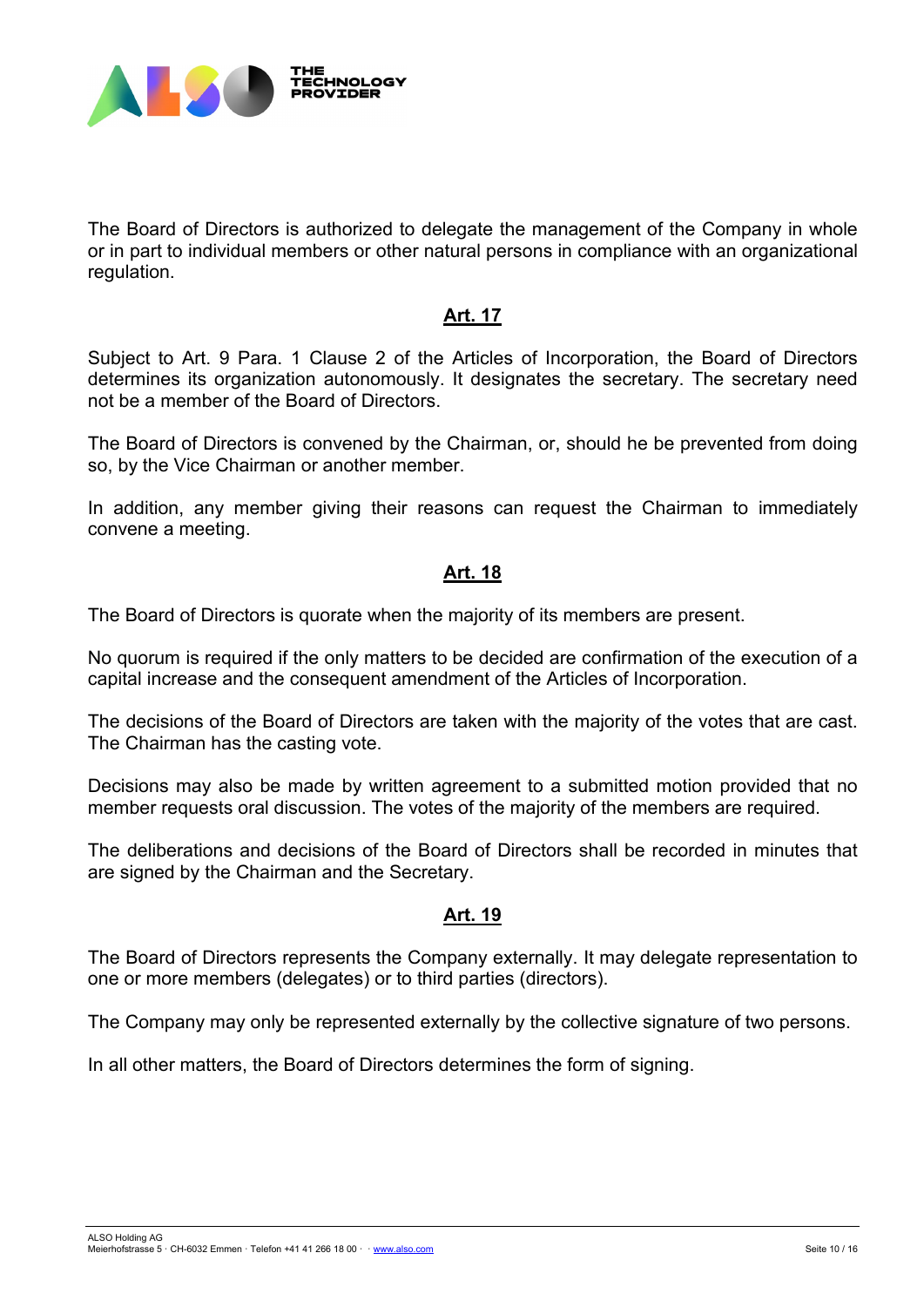The Board of Directors is authorized to delegate the management of the Company in whole or in part to individual members or other natural persons in compliance with an organizational regulation.

## Art. 17

Subject to Art. 9 Para. 1 Clause 2 of the Articles of Incorporation, the Board of Directors determines its organization autonomously. It designates the secretary. The secretary need not be a member of the Board of Directors.

The Board of Directors is convened by the Chairman, or, should he be prevented from doing so, by the Vice Chairman or another member.

In addition, any member giving their reasons can request the Chairman to immediately convene a meeting.

## Art. 18

The Board of Directors is quorate when the majority of its members are present.

No quorum is required if the only matters to be decided are confirmation of the execution of a capital increase and the consequent amendment of the Articles of Incorporation.

The decisions of the Board of Directors are taken with the majority of the votes that are cast. The Chairman has the casting vote.

Decisions may also be made by written agreement to a submitted motion provided that no member requests oral discussion. The votes of the majority of the members are required.

The deliberations and decisions of the Board of Directors shall be recorded in minutes that are signed by the Chairman and the Secretary.

## Art. 19

The Board of Directors represents the Company externally. It may delegate representation to one or more members (delegates) or to third parties (directors).

The Company may only be represented externally by the collective signature of two persons.

In all other matters, the Board of Directors determines the form of signing.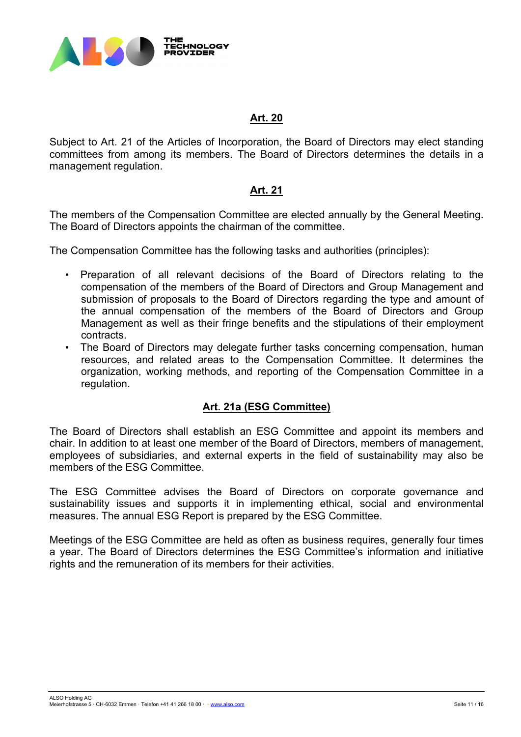## Art. 20

Subject to Art. 21 of the Articles of Incorporation, the Board of Directors may elect standing committees from among its members. The Board of Directors determines the details in a management regulation.

## Art. 21

The members of the Compensation Committee are elected annually by the General Meeting. The Board of Directors appoints the chairman of the committee.

The Compensation Committee has the following tasks and authorities (principles):

- Preparation of all relevant decisions of the Board of Directors relating to the compensation of the members of the Board of Directors and Group Management and submission of proposals to the Board of Directors regarding the type and amount of the annual compensation of the members of the Board of Directors and Group Management as well as their fringe benefits and the stipulations of their employment contracts.
- The Board of Directors may delegate further tasks concerning compensation, human resources, and related areas to the Compensation Committee. It determines the organization, working methods, and reporting of the Compensation Committee in a regulation.

## Art. 21a (ESG Committee)

The Board of Directors shall establish an ESG Committee and appoint its members and chair. In addition to at least one member of the Board of Directors, members of management, employees of subsidiaries, and external experts in the field of sustainability may also be members of the ESG Committee.

The ESG Committee advises the Board of Directors on corporate governance and sustainability issues and supports it in implementing ethical, social and environmental measures. The annual ESG Report is prepared by the ESG Committee.

Meetings of the ESG Committee are held as often as business requires, generally four times a year. The Board of Directors determines the ESG Committee's information and initiative rights and the remuneration of its members for their activities.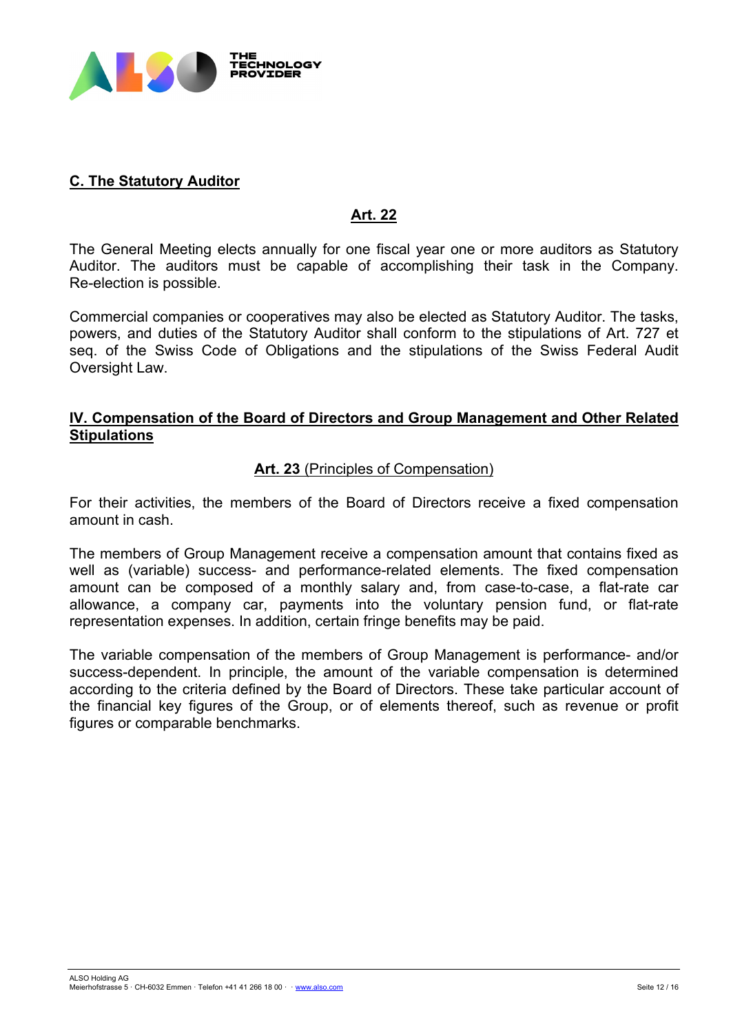## C. The Statutory Auditor

### Art. 22

The General Meeting elects annually for one fiscal year one or more auditors as Statutory Auditor. The auditors must be capable of accomplishing their task in the Company. Re-election is possible.

Commercial companies or cooperatives may also be elected as Statutory Auditor. The tasks, powers, and duties of the Statutory Auditor shall conform to the stipulations of Art. 727 et seq. of the Swiss Code of Obligations and the stipulations of the Swiss Federal Audit Oversight Law.

## IV. Compensation of the Board of Directors and Group Management and Other Related Stipulations

### Art. 23 (Principles of Compensation)

For their activities, the members of the Board of Directors receive a fixed compensation amount in cash.

The members of Group Management receive a compensation amount that contains fixed as well as (variable) success- and performance-related elements. The fixed compensation amount can be composed of a monthly salary and, from case-to-case, a flat-rate car allowance, a company car, payments into the voluntary pension fund, or flat-rate representation expenses. In addition, certain fringe benefits may be paid.

The variable compensation of the members of Group Management is performance- and/or success-dependent. In principle, the amount of the variable compensation is determined according to the criteria defined by the Board of Directors. These take particular account of the financial key figures of the Group, or of elements thereof, such as revenue or profit figures or comparable benchmarks.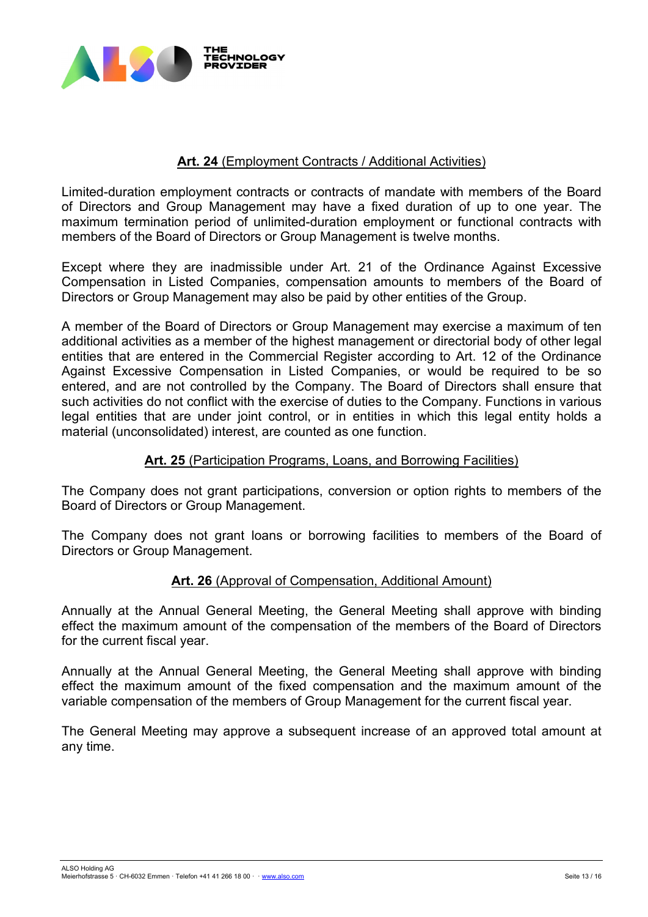## **Art. 24** (Employment Contracts / Additional Activities)

Limited-duration employment contracts or contracts of mandate with members of the Board of Directors and Group Management may have a fixed duration of up to one year. The maximum termination period of unlimited-duration employment or functional contracts with members of the Board of Directors or Group Management is twelve months.

Except where they are inadmissible under Art. 21 of the Ordinance Against Excessive Compensation in Listed Companies, compensation amounts to members of the Board of Directors or Group Management may also be paid by other entities of the Group.

A member of the Board of Directors or Group Management may exercise a maximum of ten additional activities as a member of the highest management or directorial body of other legal entities that are entered in the Commercial Register according to Art. 12 of the Ordinance Against Excessive Compensation in Listed Companies, or would be required to be so entered, and are not controlled by the Company. The Board of Directors shall ensure that such activities do not conflict with the exercise of duties to the Company. Functions in various legal entities that are under joint control, or in entities in which this legal entity holds a material (unconsolidated) interest, are counted as one function.

## **Art. 25** (Participation Programs, Loans, and Borrowing Facilities)

The Company does not grant participations, conversion or option rights to members of the Board of Directors or Group Management.

The Company does not grant loans or borrowing facilities to members of the Board of Directors or Group Management.

## **Art. 26** (Approval of Compensation, Additional Amount)

Annually at the Annual General Meeting, the General Meeting shall approve with binding effect the maximum amount of the compensation of the members of the Board of Directors for the current fiscal year.

Annually at the Annual General Meeting, the General Meeting shall approve with binding effect the maximum amount of the fixed compensation and the maximum amount of the variable compensation of the members of Group Management for the current fiscal year.

The General Meeting may approve a subsequent increase of an approved total amount at any time.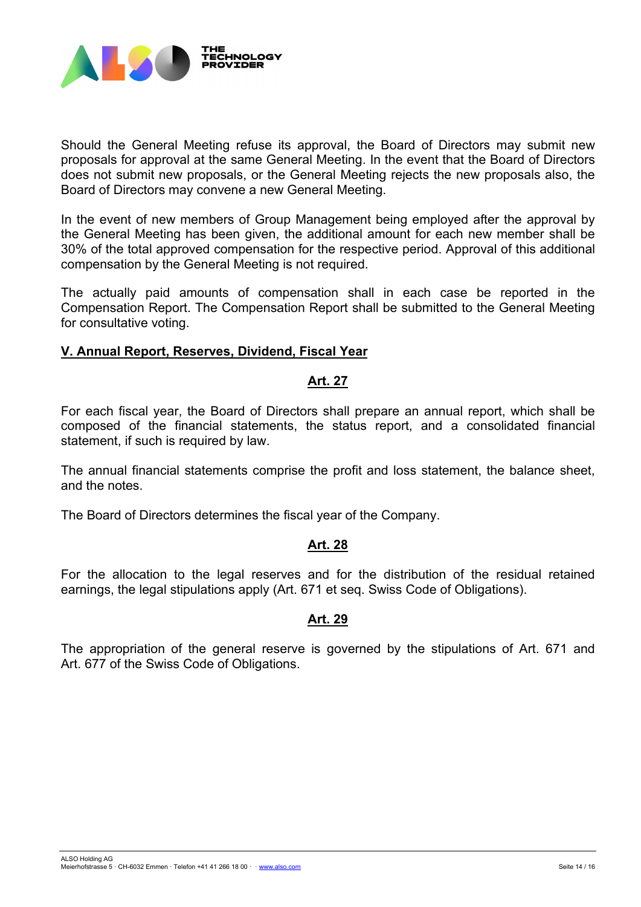Should the General Meeting refuse its approval, the Board of Directors may submit new proposals for approval at the same General Meeting. In the event that the Board of Directors does not submit new proposals, or the General Meeting rejects the new proposals also, the Board of Directors may convene a new General Meeting.

In the event of new members of Group Management being employed after the approval by the General Meeting has been given, the additional amount for each new member shall be 30% of the total approved compensation for the respective period. Approval of this additional compensation by the General Meeting is not required.

The actually paid amounts of compensation shall in each case be reported in the Compensation Report. The Compensation Report shall be submitted to the General Meeting for consultative voting.

## V. Annual Report, Reserves, Dividend, Fiscal Year

### Art. 27

For each fiscal year, the Board of Directors shall prepare an annual report, which shall be composed of the financial statements, the status report, and a consolidated financial statement, if such is required by law.

The annual financial statements comprise the profit and loss statement, the balance sheet, and the notes.

The Board of Directors determines the fiscal year of the Company.

### Art. 28

For the allocation to the legal reserves and for the distribution of the residual retained earnings, the legal stipulations apply (Art. 671 et seq. Swiss Code of Obligations).

### Art. 29

The appropriation of the general reserve is governed by the stipulations of Art. 671 and Art. 677 of the Swiss Code of Obligations.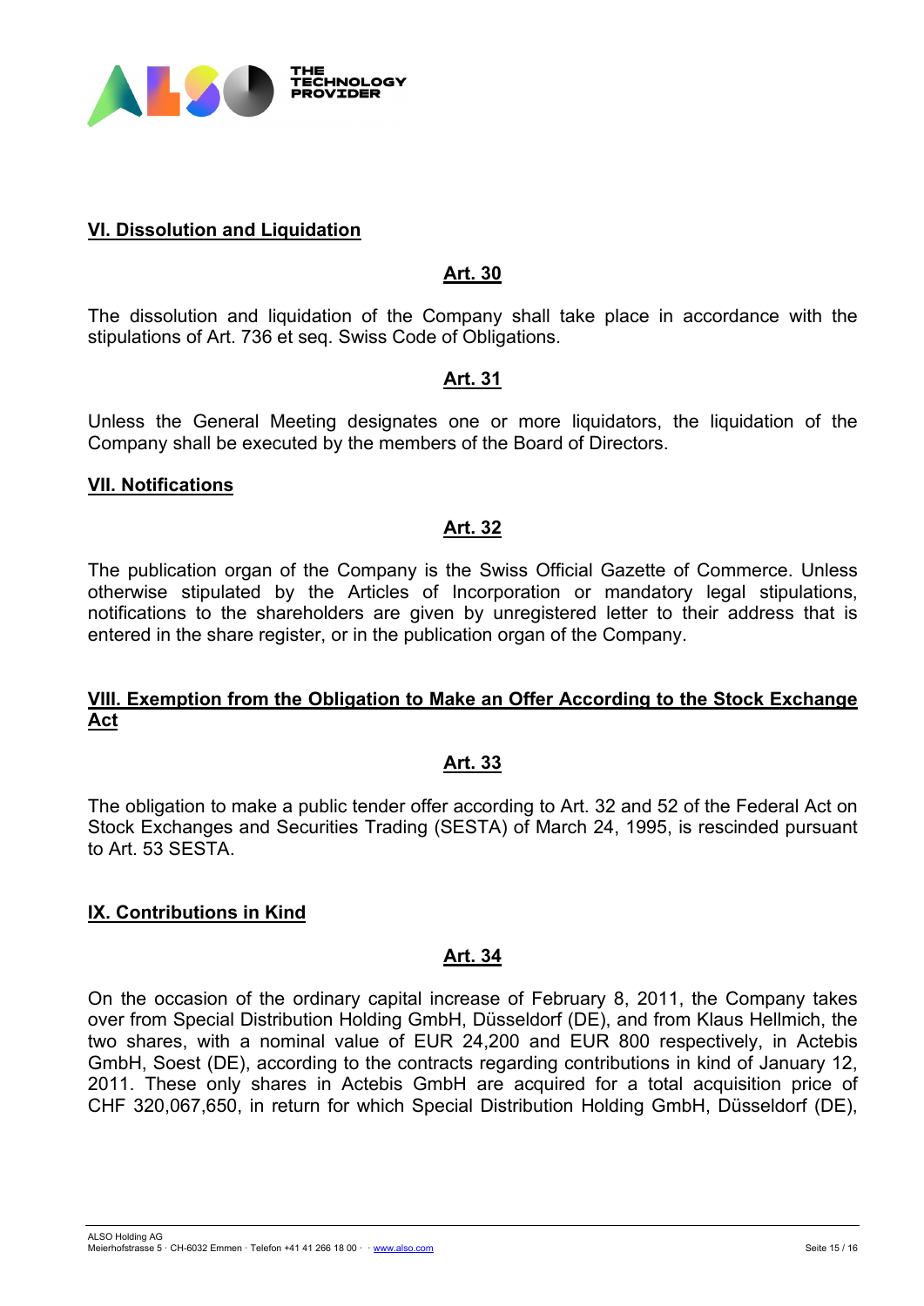## VI. Dissolution and Liquidation

### Art. 30

The dissolution and liquidation of the Company shall take place in accordance with the stipulations of Art. 736 et seq. Swiss Code of Obligations.

### Art. 31

Unless the General Meeting designates one or more liquidators, the liquidation of the Company shall be executed by the members of the Board of Directors.

## VII. Notifications

### Art. 32

The publication organ of the Company is the Swiss Official Gazette of Commerce. Unless otherwise stipulated by the Articles of Incorporation or mandatory legal stipulations, notifications to the shareholders are given by unregistered letter to their address that is entered in the share register, or in the publication organ of the Company.

## VIII. Exemption from the Obligation to Make an Offer According to the Stock Exchange Act

### Art. 33

The obligation to make a public tender offer according to Art. 32 and 52 of the Federal Act on Stock Exchanges and Securities Trading (SESTA) of March 24, 1995, is rescinded pursuant to Art. 53 SESTA.

## IX. Contributions in Kind

### Art. 34

On the occasion of the ordinary capital increase of February 8, 2011, the Company takes over from Special Distribution Holding GmbH, Düsseldorf (DE), and from Klaus Hellmich, the two shares, with a nominal value of EUR 24,200 and EUR 800 respectively, in Actebis GmbH, Soest (DE), according to the contracts regarding contributions in kind of January 12, 2011. These only shares in Actebis GmbH are acquired for a total acquisition price of CHF 320,067,650, in return for which Special Distribution Holding GmbH, Düsseldorf (DE),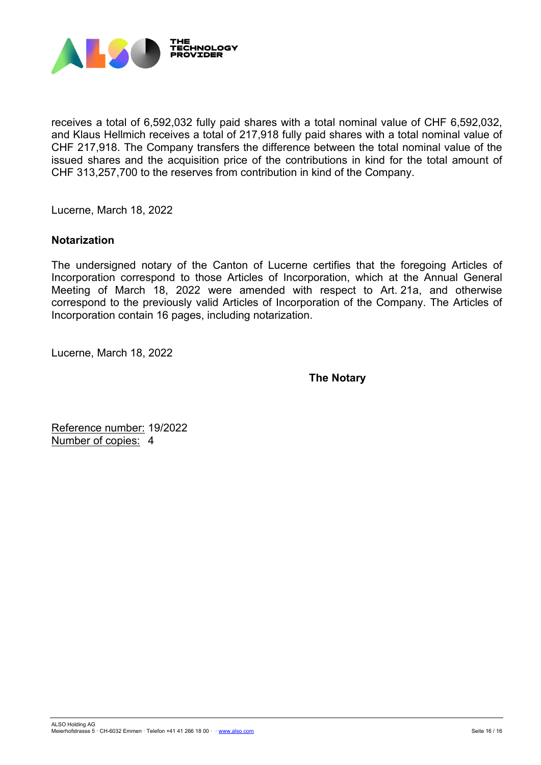receives a total of 6,592,032 fully paid shares with a total nominal value of CHF 6,592,032, and Klaus Hellmich receives a total of 217,918 fully paid shares with a total nominal value of CHF 217,918. The Company transfers the difference between the total nominal value of the issued shares and the acquisition price of the contributions in kind for the total amount of CHF 313,257,700 to the reserves from contribution in kind of the Company.

Lucerne, March 18, 2022

**Notarization**

The undersigned notary of the Canton of Lucerne certifies that the foregoing Articles of Incorporation correspond to those Articles of Incorporation, which at the Annual General Meeting of March 18, 2022 were amended with respect to Art. 21a, and otherwise correspond to the previously valid Articles of Incorporation of the Company. The Articles of Incorporation contain 16 pages, including notarization.

Lucerne, March 18, 2022

**The Notary**

Reference number: 19/2022
Number of copies: 4